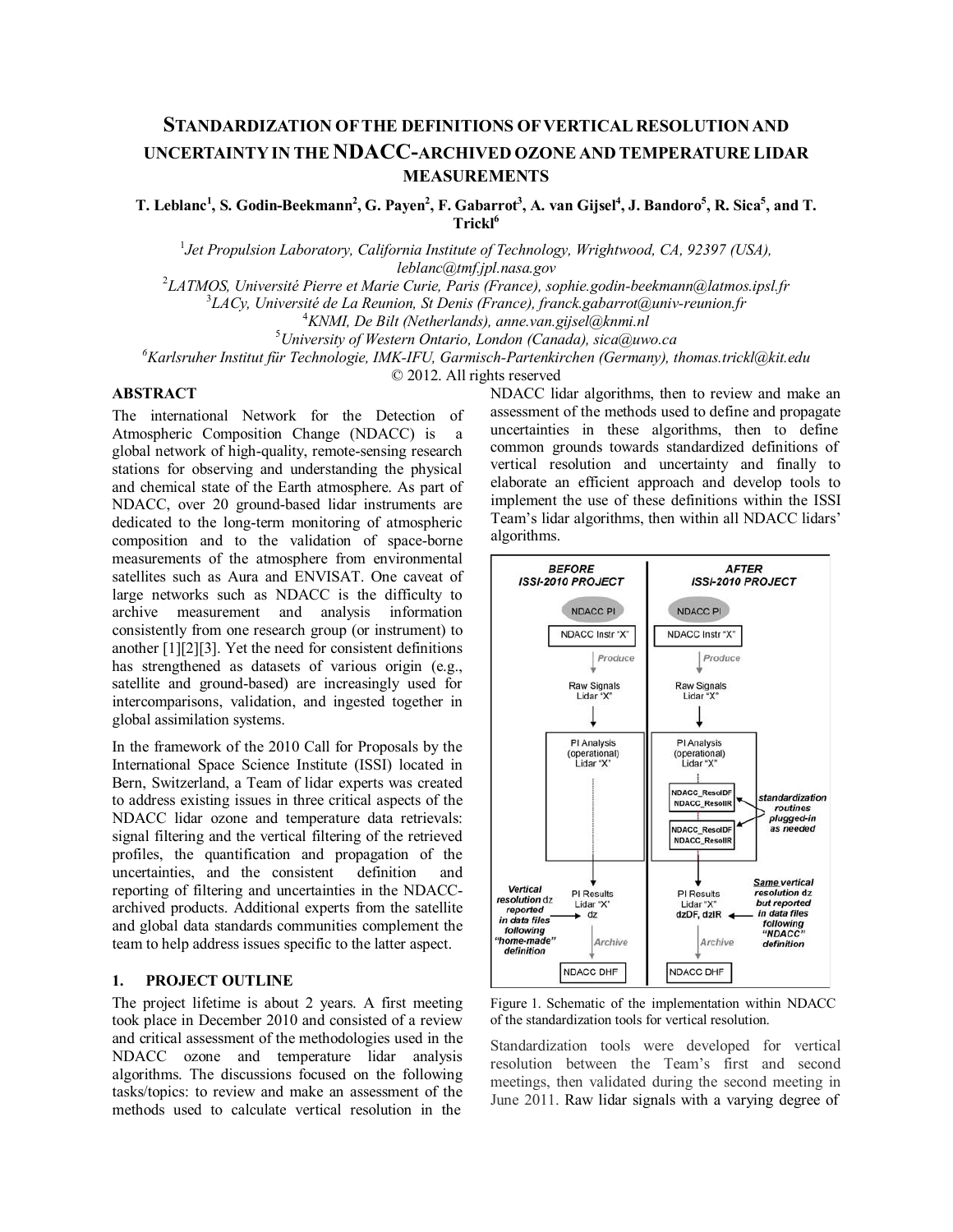# STANDARDIZATION OF THE DEFINITIONS OF VERTICAL RESOLUTION AND UNCERTAINTY IN THE NDACC-ARCHIVED OZONE AND TEMPERATURE LIDAR MEASUREMENTS

**T. Leblanc[1], S. Godin-Beekmann[2], G. Payen[2], F. Gabarrot[3], A. van Gijsel[4], J. Bandoro[5], R. Sica[5], and T. Trickl[6]**

[1] *Jet Propulsion Laboratory, California Institute of Technology, Wrightwood, CA, 92397 (USA), leblanc@tmf.jpl.nasa.gov*
[2] *LATMOS, Université Pierre et Marie Curie, Paris (France), sophie.godin-beekmann@latmos.ipsl.fr*
[3] *LACy, Université de La Reunion, St Denis (France), franck.gabarrot@univ-reunion.fr*
[4] *KNMI, De Bilt (Netherlands), anne.van.gijsel@knmi.nl*
[5] *University of Western Ontario, London (Canada), sica@uwo.ca*
[6] *Karlsruher Institut für Technologie, IMK-IFU, Garmisch-Partenkirchen (Germany), thomas.trickl@kit.edu*

© 2012. All rights reserved

## ABSTRACT

The international Network for the Detection of Atmospheric Composition Change (NDACC) is a global network of high-quality, remote-sensing research stations for observing and understanding the physical and chemical state of the Earth atmosphere. As part of NDACC, over 20 ground-based lidar instruments are dedicated to the long-term monitoring of atmospheric composition and to the validation of space-borne measurements of the atmosphere from environmental satellites such as Aura and ENVISAT. One caveat of large networks such as NDACC is the difficulty to archive measurement and analysis information consistently from one research group (or instrument) to another [1][2][3]. Yet the need for consistent definitions has strengthened as datasets of various origin (e.g., satellite and ground-based) are increasingly used for intercomparisons, validation, and ingested together in global assimilation systems.

In the framework of the 2010 Call for Proposals by the International Space Science Institute (ISSI) located in Bern, Switzerland, a Team of lidar experts was created to address existing issues in three critical aspects of the NDACC lidar ozone and temperature data retrievals: signal filtering and the vertical filtering of the retrieved profiles, the quantification and propagation of the uncertainties, and the consistent definition and reporting of filtering and uncertainties in the NDACC-archived products. Additional experts from the satellite and global data standards communities complement the team to help address issues specific to the latter aspect.

## 1. PROJECT OUTLINE

The project lifetime is about 2 years. A first meeting took place in December 2010 and consisted of a review and critical assessment of the methodologies used in the NDACC ozone and temperature lidar analysis algorithms. The discussions focused on the following tasks/topics: to review and make an assessment of the methods used to calculate vertical resolution in the NDACC lidar algorithms, then to review and make an assessment of the methods used to define and propagate uncertainties in these algorithms, then to define common grounds towards standardized definitions of vertical resolution and uncertainty and finally to elaborate an efficient approach and develop tools to implement the use of these definitions within the ISSI Team's lidar algorithms, then within all NDACC lidars' algorithms.

Figure 1. Schematic of the implementation within NDACC of the standardization tools for vertical resolution.

Standardization tools were developed for vertical resolution between the Team's first and second meetings, then validated during the second meeting in June 2011. Raw lidar signals with a varying degree of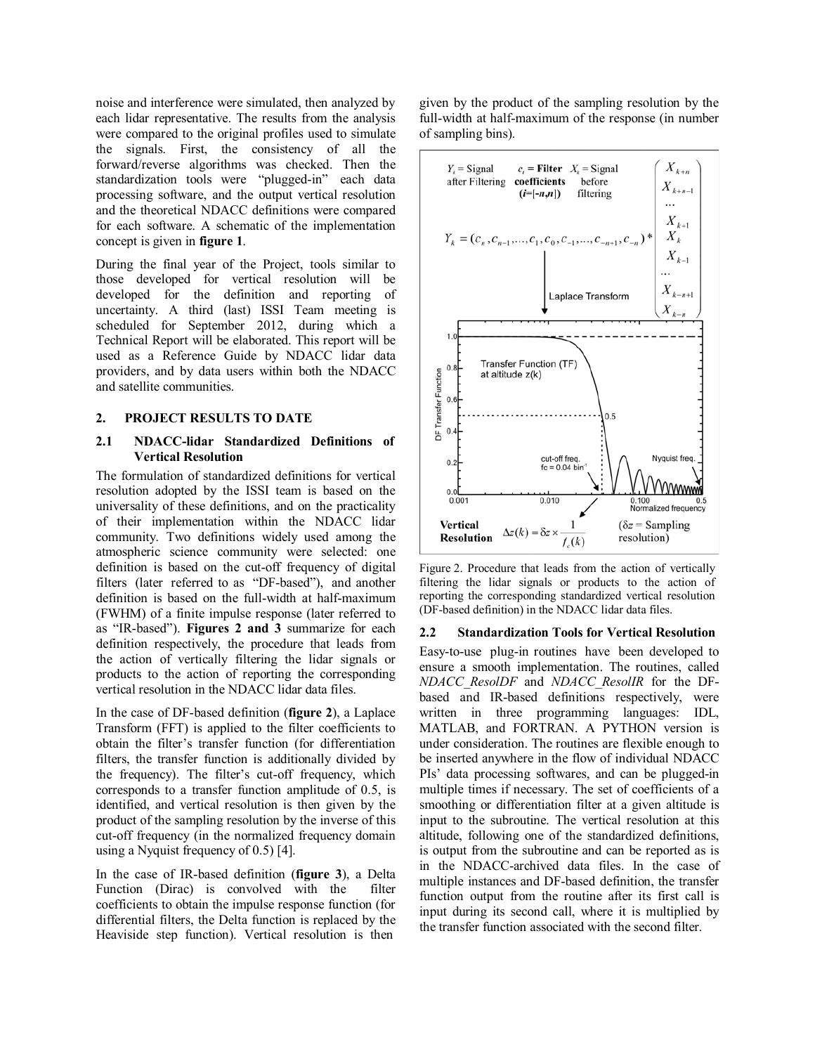noise and interference were simulated, then analyzed by each lidar representative. The results from the analysis were compared to the original profiles used to simulate the signals. First, the consistency of all the forward/reverse algorithms was checked. Then the standardization tools were "plugged-in" each data processing software, and the output vertical resolution and the theoretical NDACC definitions were compared for each software. A schematic of the implementation concept is given in **figure 1**.

During the final year of the Project, tools similar to those developed for vertical resolution will be developed for the definition and reporting of uncertainty. A third (last) ISSI Team meeting is scheduled for September 2012, during which a Technical Report will be elaborated. This report will be used as a Reference Guide by NDACC lidar data providers, and by data users within both the NDACC and satellite communities.

## 2. PROJECT RESULTS TO DATE

### 2.1 NDACC-lidar Standardized Definitions of Vertical Resolution

The formulation of standardized definitions for vertical resolution adopted by the ISSI team is based on the universality of these definitions, and on the practicality of their implementation within the NDACC lidar community. Two definitions widely used among the atmospheric science community were selected: one definition is based on the cut-off frequency of digital filters (later referred to as "DF-based"), and another definition is based on the full-width at half-maximum (FWHM) of a finite impulse response (later referred to as "IR-based"). **Figures 2 and 3** summarize for each definition respectively, the procedure that leads from the action of vertically filtering the lidar signals or products to the action of reporting the corresponding vertical resolution in the NDACC lidar data files.

In the case of DF-based definition (**figure 2**), a Laplace Transform (FFT) is applied to the filter coefficients to obtain the filter's transfer function (for differentiation filters, the transfer function is additionally divided by the frequency). The filter's cut-off frequency, which corresponds to a transfer function amplitude of 0.5, is identified, and vertical resolution is then given by the product of the sampling resolution by the inverse of this cut-off frequency (in the normalized frequency domain using a Nyquist frequency of 0.5) [4].

In the case of IR-based definition (**figure 3**), a Delta Function (Dirac) is convolved with the filter coefficients to obtain the impulse response function (for differential filters, the Delta function is replaced by the Heaviside step function). Vertical resolution is then given by the product of the sampling resolution by the full-width at half-maximum of the response (in number of sampling bins).

$Y_k$ = Signal after Filtering; $c_i$ = **Filter coefficients** ($i$=[-$n$,$n$]); $X_k$ = Signal before filtering

$$Y_k = (c_n, c_{n-1}, ..., c_1, c_0, c_{-1}, ..., c_{-n+1}, c_{-n}) * \begin{pmatrix} X_{k+n} \\ X_{k+n-1} \\ \cdots \\ X_{k+1} \\ X_k \\ X_{k-1} \\ \cdots \\ X_{k-n+1} \\ X_{k-n} \end{pmatrix}$$

**Vertical Resolution** $\Delta z(k) = \delta z \times \dfrac{1}{f_c(k)}$ ($\delta z$ = Sampling resolution)

Figure 2. Procedure that leads from the action of vertically filtering the lidar signals or products to the action of reporting the corresponding standardized vertical resolution (DF-based definition) in the NDACC lidar data files.

### 2.2 Standardization Tools for Vertical Resolution

Easy-to-use plug-in routines have been developed to ensure a smooth implementation. The routines, called *NDACC_ResolDF* and *NDACC_ResolIR* for the DF-based and IR-based definitions respectively, were written in three programming languages: IDL, MATLAB, and FORTRAN. A PYTHON version is under consideration. The routines are flexible enough to be inserted anywhere in the flow of individual NDACC PIs' data processing softwares, and can be plugged-in multiple times if necessary. The set of coefficients of a smoothing or differentiation filter at a given altitude is input to the subroutine. The vertical resolution at this altitude, following one of the standardized definitions, is output from the subroutine and can be reported as is in the NDACC-archived data files. In the case of multiple instances and DF-based definition, the transfer function output from the routine after its first call is input during its second call, where it is multiplied by the transfer function associated with the second filter.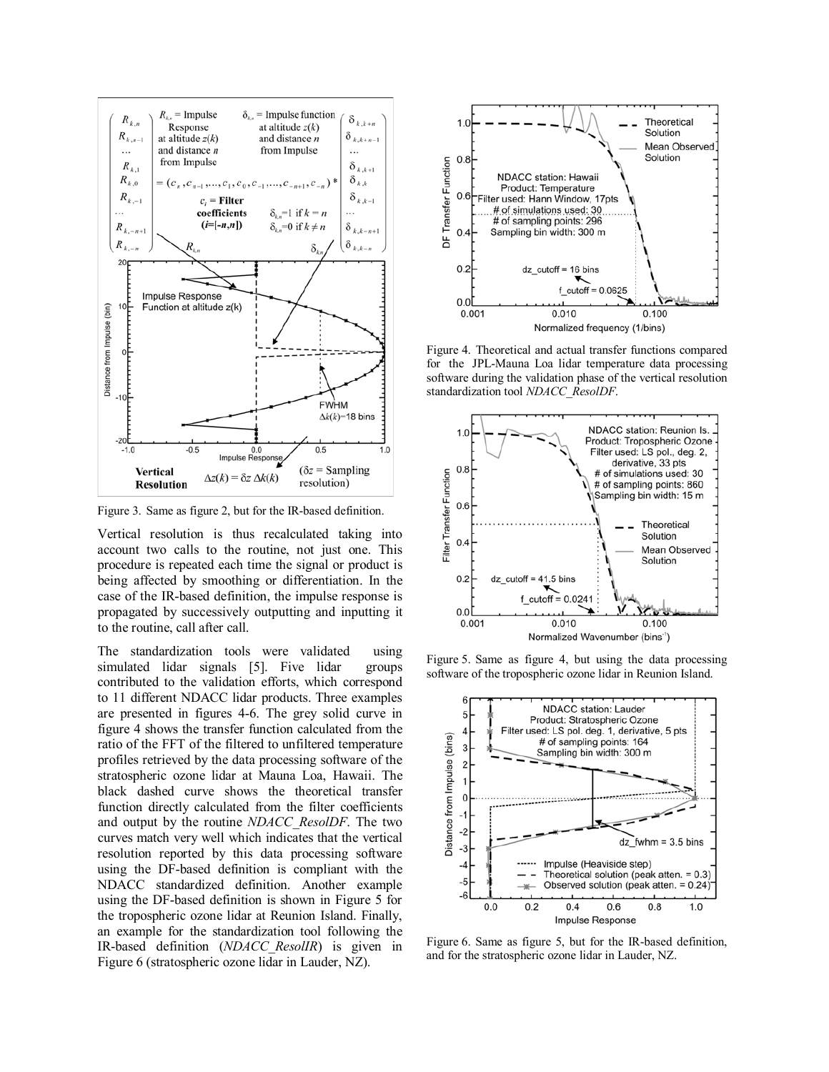Figure 3. Same as figure 2, but for the IR-based definition.

Vertical resolution is thus recalculated taking into account two calls to the routine, not just one. This procedure is repeated each time the signal or product is being affected by smoothing or differentiation. In the case of the IR-based definition, the impulse response is propagated by successively outputting and inputting it to the routine, call after call.

The standardization tools were validated using simulated lidar signals [5]. Five lidar groups contributed to the validation efforts, which correspond to 11 different NDACC lidar products. Three examples are presented in figures 4-6. The grey solid curve in figure 4 shows the transfer function calculated from the ratio of the FFT of the filtered to unfiltered temperature profiles retrieved by the data processing software of the stratospheric ozone lidar at Mauna Loa, Hawaii. The black dashed curve shows the theoretical transfer function directly calculated from the filter coefficients and output by the routine *NDACC_ResolDF*. The two curves match very well which indicates that the vertical resolution reported by this data processing software using the DF-based definition is compliant with the NDACC standardized definition. Another example using the DF-based definition is shown in Figure 5 for the tropospheric ozone lidar at Reunion Island. Finally, an example for the standardization tool following the IR-based definition (*NDACC_ResolIR*) is given in Figure 6 (stratospheric ozone lidar in Lauder, NZ).

Figure 4. Theoretical and actual transfer functions compared for the JPL-Mauna Loa lidar temperature data processing software during the validation phase of the vertical resolution standardization tool *NDACC_ResolDF*.

Figure 5. Same as figure 4, but using the data processing software of the tropospheric ozone lidar in Reunion Island.

Figure 6. Same as figure 5, but for the IR-based definition, and for the stratospheric ozone lidar in Lauder, NZ.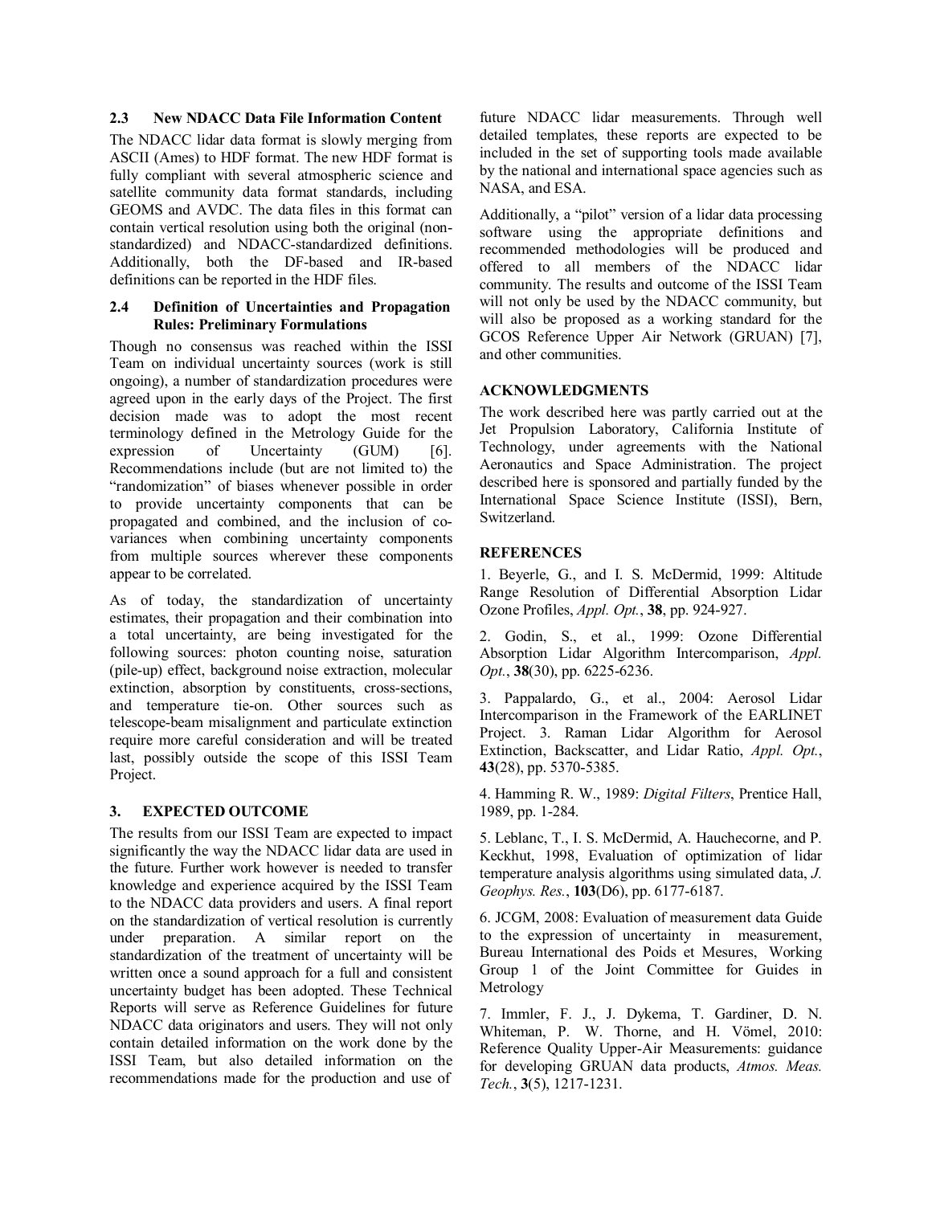### 2.3 New NDACC Data File Information Content

The NDACC lidar data format is slowly merging from ASCII (Ames) to HDF format. The new HDF format is fully compliant with several atmospheric science and satellite community data format standards, including GEOMS and AVDC. The data files in this format can contain vertical resolution using both the original (non-standardized) and NDACC-standardized definitions. Additionally, both the DF-based and IR-based definitions can be reported in the HDF files.

### 2.4 Definition of Uncertainties and Propagation Rules: Preliminary Formulations

Though no consensus was reached within the ISSI Team on individual uncertainty sources (work is still ongoing), a number of standardization procedures were agreed upon in the early days of the Project. The first decision made was to adopt the most recent terminology defined in the Metrology Guide for the expression of Uncertainty (GUM) [6]. Recommendations include (but are not limited to) the "randomization" of biases whenever possible in order to provide uncertainty components that can be propagated and combined, and the inclusion of co-variances when combining uncertainty components from multiple sources wherever these components appear to be correlated.

As of today, the standardization of uncertainty estimates, their propagation and their combination into a total uncertainty, are being investigated for the following sources: photon counting noise, saturation (pile-up) effect, background noise extraction, molecular extinction, absorption by constituents, cross-sections, and temperature tie-on. Other sources such as telescope-beam misalignment and particulate extinction require more careful consideration and will be treated last, possibly outside the scope of this ISSI Team Project.

## 3. EXPECTED OUTCOME

The results from our ISSI Team are expected to impact significantly the way the NDACC lidar data are used in the future. Further work however is needed to transfer knowledge and experience acquired by the ISSI Team to the NDACC data providers and users. A final report on the standardization of vertical resolution is currently under preparation. A similar report on the standardization of the treatment of uncertainty will be written once a sound approach for a full and consistent uncertainty budget has been adopted. These Technical Reports will serve as Reference Guidelines for future NDACC data originators and users. They will not only contain detailed information on the work done by the ISSI Team, but also detailed information on the recommendations made for the production and use of future NDACC lidar measurements. Through well detailed templates, these reports are expected to be included in the set of supporting tools made available by the national and international space agencies such as NASA, and ESA.

Additionally, a "pilot" version of a lidar data processing software using the appropriate definitions and recommended methodologies will be produced and offered to all members of the NDACC lidar community. The results and outcome of the ISSI Team will not only be used by the NDACC community, but will also be proposed as a working standard for the GCOS Reference Upper Air Network (GRUAN) [7], and other communities.

## ACKNOWLEDGMENTS

The work described here was partly carried out at the Jet Propulsion Laboratory, California Institute of Technology, under agreements with the National Aeronautics and Space Administration. The project described here is sponsored and partially funded by the International Space Science Institute (ISSI), Bern, Switzerland.

## REFERENCES

1. Beyerle, G., and I. S. McDermid, 1999: Altitude Range Resolution of Differential Absorption Lidar Ozone Profiles, *Appl. Opt.*, **38**, pp. 924-927.

2. Godin, S., et al., 1999: Ozone Differential Absorption Lidar Algorithm Intercomparison, *Appl. Opt.*, **38**(30), pp. 6225-6236.

3. Pappalardo, G., et al., 2004: Aerosol Lidar Intercomparison in the Framework of the EARLINET Project. 3. Raman Lidar Algorithm for Aerosol Extinction, Backscatter, and Lidar Ratio, *Appl. Opt.*, **43**(28), pp. 5370-5385.

4. Hamming R. W., 1989: *Digital Filters*, Prentice Hall, 1989, pp. 1-284.

5. Leblanc, T., I. S. McDermid, A. Hauchecorne, and P. Keckhut, 1998, Evaluation of optimization of lidar temperature analysis algorithms using simulated data, *J. Geophys. Res.*, **103**(D6), pp. 6177-6187.

6. JCGM, 2008: Evaluation of measurement data Guide to the expression of uncertainty in measurement, Bureau International des Poids et Mesures, Working Group 1 of the Joint Committee for Guides in Metrology

7. Immler, F. J., J. Dykema, T. Gardiner, D. N. Whiteman, P. W. Thorne, and H. Vömel, 2010: Reference Quality Upper-Air Measurements: guidance for developing GRUAN data products, *Atmos. Meas. Tech.*, **3**(5), 1217-1231.